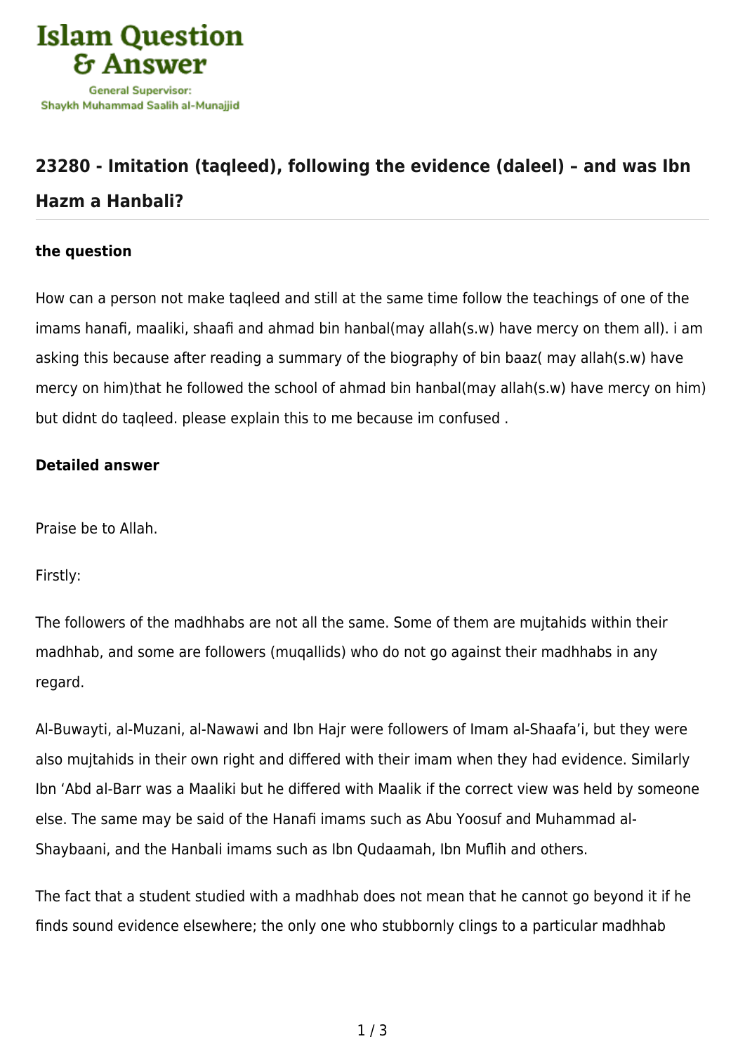## 23280 - Imitation (taqleed), following the evidence (daleel) – and was Ibn Hazm a Hanbali?

### the question

How can a person not make taqleed and still at the same time follow the teachings of one of the imams hanafi, maaliki, shaafi and ahmad bin hanbal(may allah(s.w) have mercy on them all). i am asking this because after reading a summary of the biography of bin baaz( may allah(s.w) have mercy on him)that he followed the school of ahmad bin hanbal(may allah(s.w) have mercy on him) but didnt do taqleed. please explain this to me because im confused .

### Detailed answer

Praise be to Allah.

Firstly:

The followers of the madhhabs are not all the same. Some of them are mujtahids within their madhhab, and some are followers (muqallids) who do not go against their madhhabs in any regard.

Al-Buwayti, al-Muzani, al-Nawawi and Ibn Hajr were followers of Imam al-Shaafa'i, but they were also mujtahids in their own right and differed with their imam when they had evidence. Similarly Ibn 'Abd al-Barr was a Maaliki but he differed with Maalik if the correct view was held by someone else. The same may be said of the Hanafi imams such as Abu Yoosuf and Muhammad al-Shaybaani, and the Hanbali imams such as Ibn Qudaamah, Ibn Muflih and others.

The fact that a student studied with a madhhab does not mean that he cannot go beyond it if he finds sound evidence elsewhere; the only one who stubbornly clings to a particular madhhab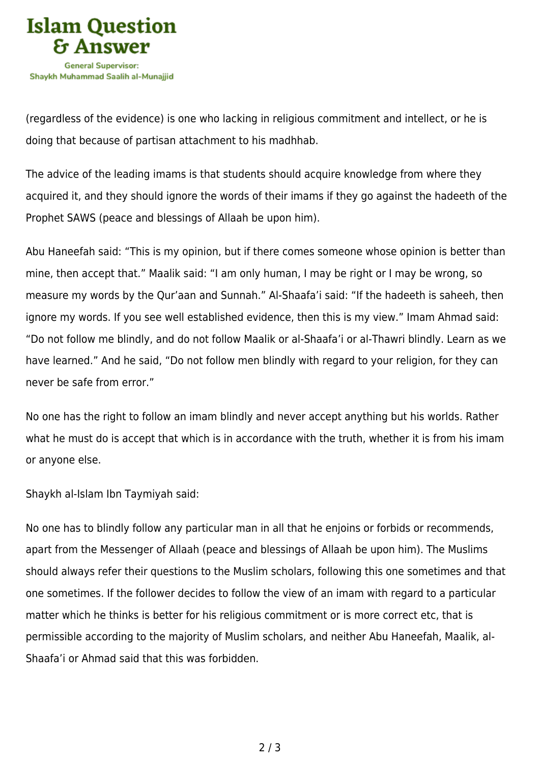(regardless of the evidence) is one who lacking in religious commitment and intellect, or he is doing that because of partisan attachment to his madhhab.

The advice of the leading imams is that students should acquire knowledge from where they acquired it, and they should ignore the words of their imams if they go against the hadeeth of the Prophet SAWS (peace and blessings of Allaah be upon him).

Abu Haneefah said: "This is my opinion, but if there comes someone whose opinion is better than mine, then accept that." Maalik said: "I am only human, I may be right or I may be wrong, so measure my words by the Qur'aan and Sunnah." Al-Shaafa'i said: "If the hadeeth is saheeh, then ignore my words. If you see well established evidence, then this is my view." Imam Ahmad said: "Do not follow me blindly, and do not follow Maalik or al-Shaafa'i or al-Thawri blindly. Learn as we have learned." And he said, "Do not follow men blindly with regard to your religion, for they can never be safe from error."

No one has the right to follow an imam blindly and never accept anything but his worlds. Rather what he must do is accept that which is in accordance with the truth, whether it is from his imam or anyone else.

Shaykh al-Islam Ibn Taymiyah said:

No one has to blindly follow any particular man in all that he enjoins or forbids or recommends, apart from the Messenger of Allaah (peace and blessings of Allaah be upon him). The Muslims should always refer their questions to the Muslim scholars, following this one sometimes and that one sometimes. If the follower decides to follow the view of an imam with regard to a particular matter which he thinks is better for his religious commitment or is more correct etc, that is permissible according to the majority of Muslim scholars, and neither Abu Haneefah, Maalik, al-Shaafa'i or Ahmad said that this was forbidden.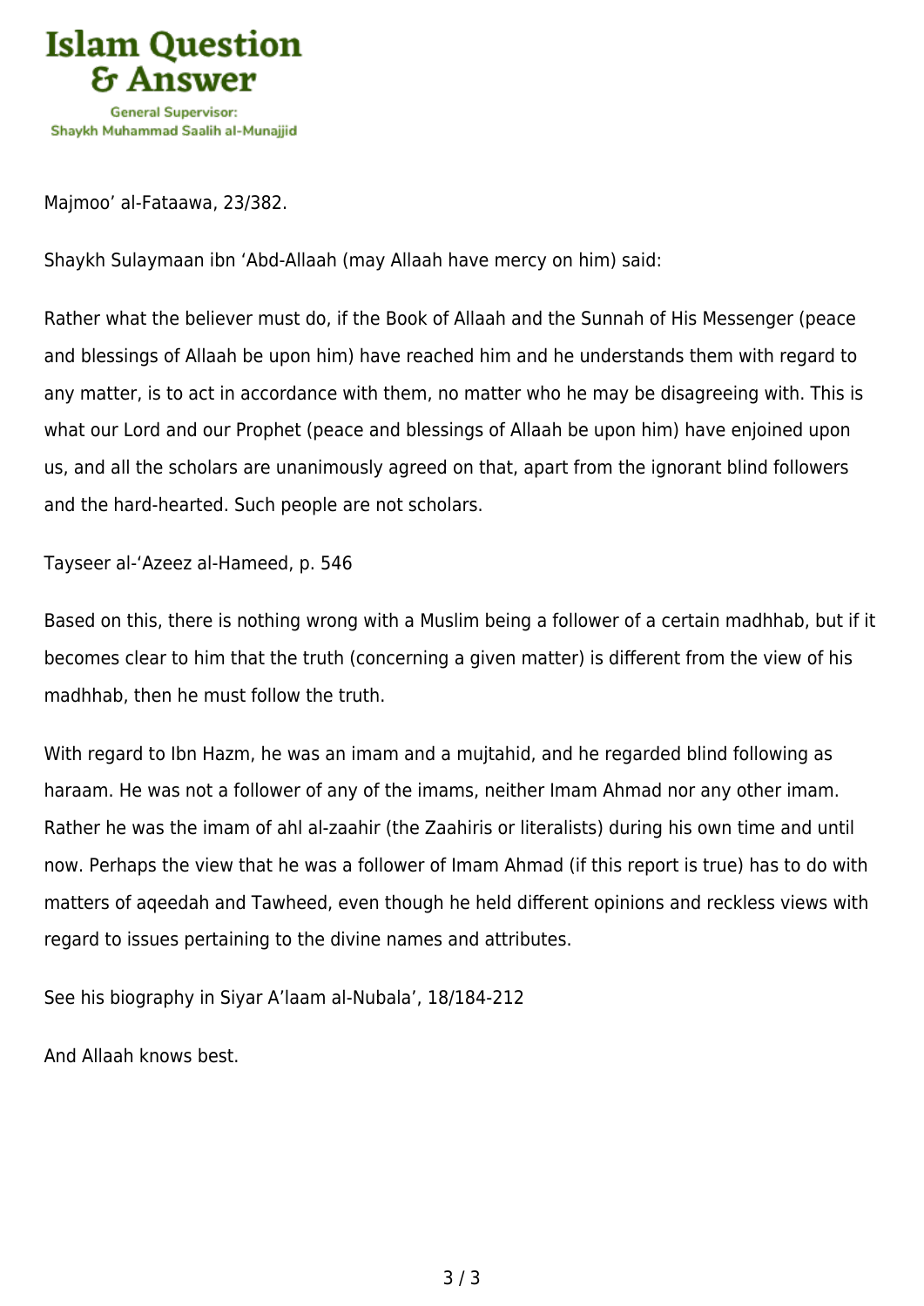Majmoo' al-Fataawa, 23/382.

Shaykh Sulaymaan ibn 'Abd-Allaah (may Allaah have mercy on him) said:

Rather what the believer must do, if the Book of Allaah and the Sunnah of His Messenger (peace and blessings of Allaah be upon him) have reached him and he understands them with regard to any matter, is to act in accordance with them, no matter who he may be disagreeing with. This is what our Lord and our Prophet (peace and blessings of Allaah be upon him) have enjoined upon us, and all the scholars are unanimously agreed on that, apart from the ignorant blind followers and the hard-hearted. Such people are not scholars.

Tayseer al-'Azeez al-Hameed, p. 546

Based on this, there is nothing wrong with a Muslim being a follower of a certain madhhab, but if it becomes clear to him that the truth (concerning a given matter) is different from the view of his madhhab, then he must follow the truth.

With regard to Ibn Hazm, he was an imam and a mujtahid, and he regarded blind following as haraam. He was not a follower of any of the imams, neither Imam Ahmad nor any other imam. Rather he was the imam of ahl al-zaahir (the Zaahiris or literalists) during his own time and until now. Perhaps the view that he was a follower of Imam Ahmad (if this report is true) has to do with matters of aqeedah and Tawheed, even though he held different opinions and reckless views with regard to issues pertaining to the divine names and attributes.

See his biography in Siyar A'laam al-Nubala', 18/184-212

And Allaah knows best.